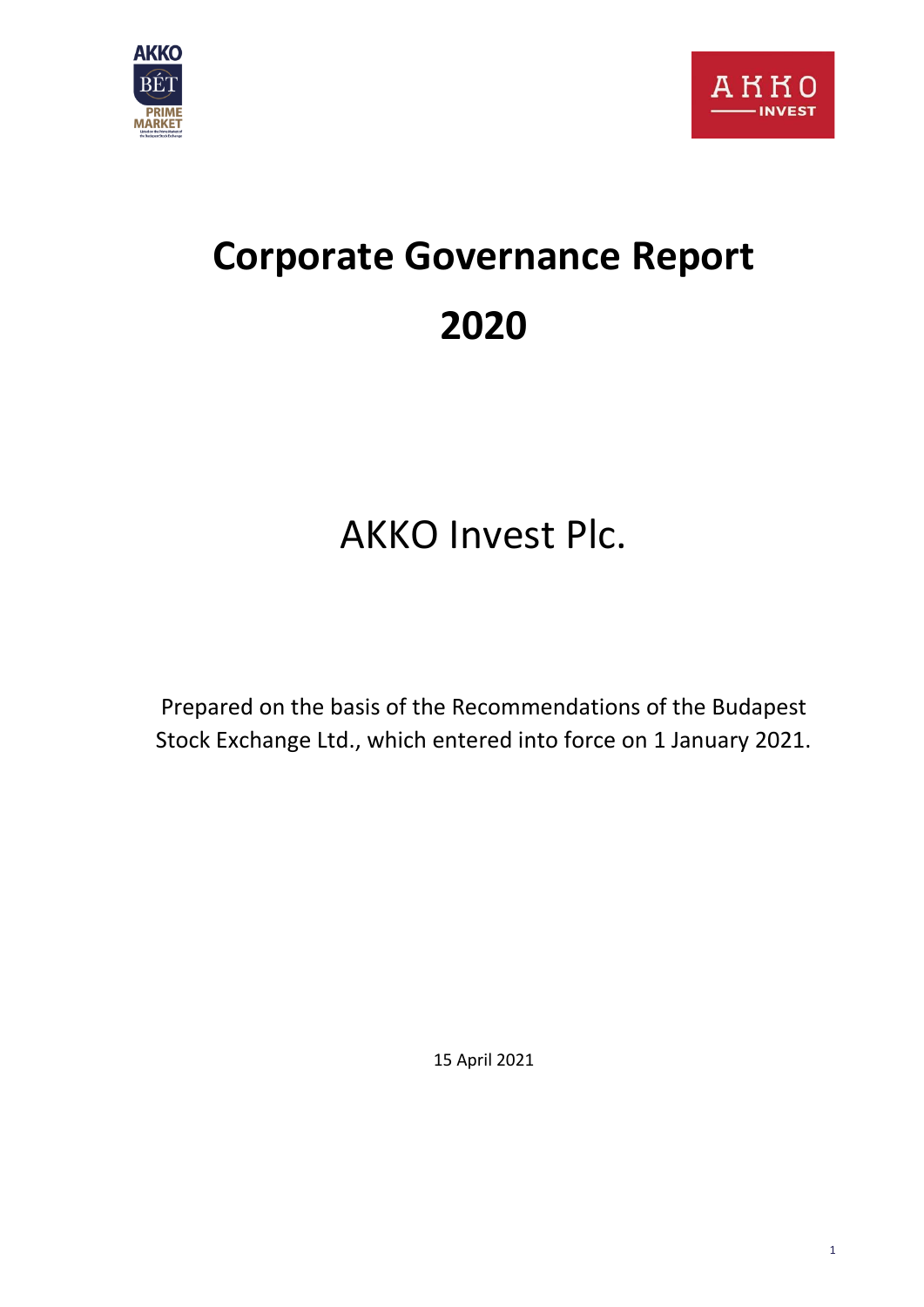# Corporate Governance Report

# 2020

## AKKO Invest Plc.

Prepared on the basis of the Recommendations of the Budapest Stock Exchange Ltd., which entered into force on 1 January 2021.

15 April 2021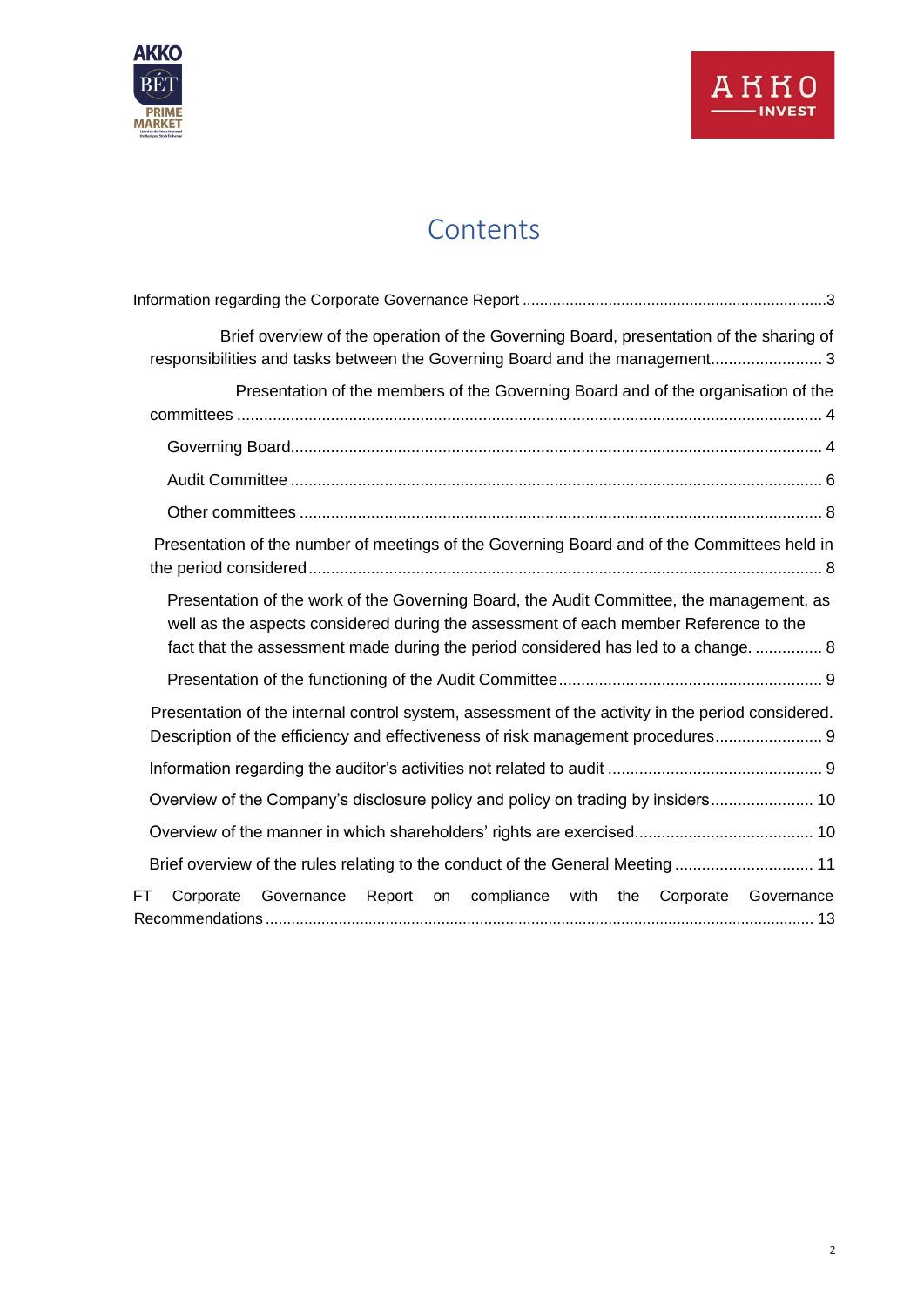# Contents

Information regarding the Corporate Governance Report ....................................................................3

Brief overview of the operation of the Governing Board, presentation of the sharing of responsibilities and tasks between the Governing Board and the management......................... 3

Presentation of the members of the Governing Board and of the organisation of the committees .................................................................................................................... 4

- Governing Board....................................................................................................... 4
- Audit Committee ....................................................................................................... 6
- Other committees ...................................................................................................... 8

Presentation of the number of meetings of the Governing Board and of the Committees held in the period considered.................................................................................................... 8

- Presentation of the work of the Governing Board, the Audit Committee, the management, as well as the aspects considered during the assessment of each member Reference to the fact that the assessment made during the period considered has led to a change. ............... 8
- Presentation of the functioning of the Audit Committee.......................................................... 9

Presentation of the internal control system, assessment of the activity in the period considered. Description of the efficiency and effectiveness of risk management procedures........................ 9

Information regarding the auditor's activities not related to audit ................................................ 9

Overview of the Company's disclosure policy and policy on trading by insiders....................... 10

Overview of the manner in which shareholders' rights are exercised........................................ 10

Brief overview of the rules relating to the conduct of the General Meeting ............................... 11

FT Corporate Governance Report on compliance with the Corporate Governance Recommendations ............................................................................................................. 13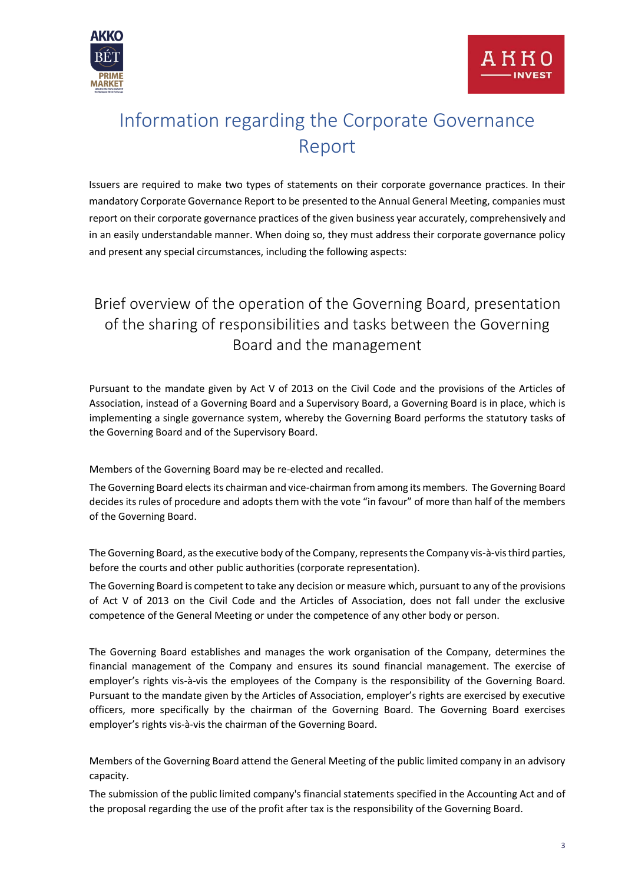# Information regarding the Corporate Governance Report

Issuers are required to make two types of statements on their corporate governance practices. In their mandatory Corporate Governance Report to be presented to the Annual General Meeting, companies must report on their corporate governance practices of the given business year accurately, comprehensively and in an easily understandable manner. When doing so, they must address their corporate governance policy and present any special circumstances, including the following aspects:

## Brief overview of the operation of the Governing Board, presentation of the sharing of responsibilities and tasks between the Governing Board and the management

Pursuant to the mandate given by Act V of 2013 on the Civil Code and the provisions of the Articles of Association, instead of a Governing Board and a Supervisory Board, a Governing Board is in place, which is implementing a single governance system, whereby the Governing Board performs the statutory tasks of the Governing Board and of the Supervisory Board.

Members of the Governing Board may be re-elected and recalled.

The Governing Board elects its chairman and vice-chairman from among its members. The Governing Board decides its rules of procedure and adopts them with the vote "in favour" of more than half of the members of the Governing Board.

The Governing Board, as the executive body of the Company, represents the Company vis-à-vis third parties, before the courts and other public authorities (corporate representation).

The Governing Board is competent to take any decision or measure which, pursuant to any of the provisions of Act V of 2013 on the Civil Code and the Articles of Association, does not fall under the exclusive competence of the General Meeting or under the competence of any other body or person.

The Governing Board establishes and manages the work organisation of the Company, determines the financial management of the Company and ensures its sound financial management. The exercise of employer's rights vis-à-vis the employees of the Company is the responsibility of the Governing Board. Pursuant to the mandate given by the Articles of Association, employer's rights are exercised by executive officers, more specifically by the chairman of the Governing Board. The Governing Board exercises employer's rights vis-à-vis the chairman of the Governing Board.

Members of the Governing Board attend the General Meeting of the public limited company in an advisory capacity.

The submission of the public limited company's financial statements specified in the Accounting Act and of the proposal regarding the use of the profit after tax is the responsibility of the Governing Board.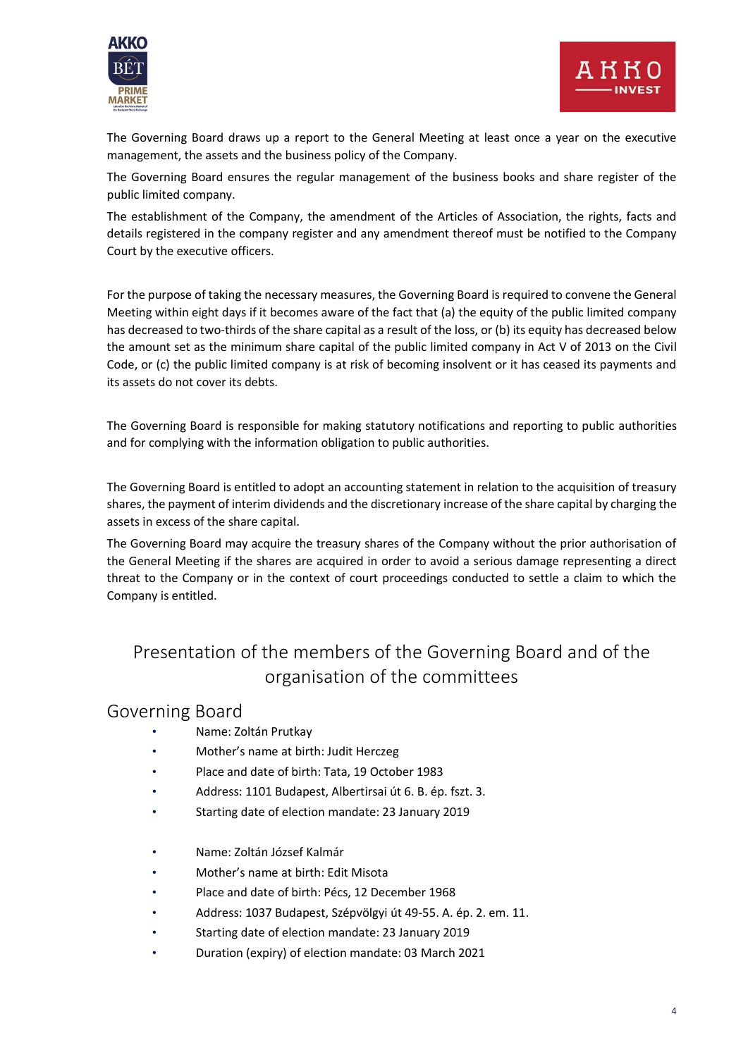The Governing Board draws up a report to the General Meeting at least once a year on the executive management, the assets and the business policy of the Company.

The Governing Board ensures the regular management of the business books and share register of the public limited company.

The establishment of the Company, the amendment of the Articles of Association, the rights, facts and details registered in the company register and any amendment thereof must be notified to the Company Court by the executive officers.

For the purpose of taking the necessary measures, the Governing Board is required to convene the General Meeting within eight days if it becomes aware of the fact that (a) the equity of the public limited company has decreased to two-thirds of the share capital as a result of the loss, or (b) its equity has decreased below the amount set as the minimum share capital of the public limited company in Act V of 2013 on the Civil Code, or (c) the public limited company is at risk of becoming insolvent or it has ceased its payments and its assets do not cover its debts.

The Governing Board is responsible for making statutory notifications and reporting to public authorities and for complying with the information obligation to public authorities.

The Governing Board is entitled to adopt an accounting statement in relation to the acquisition of treasury shares, the payment of interim dividends and the discretionary increase of the share capital by charging the assets in excess of the share capital.

The Governing Board may acquire the treasury shares of the Company without the prior authorisation of the General Meeting if the shares are acquired in order to avoid a serious damage representing a direct threat to the Company or in the context of court proceedings conducted to settle a claim to which the Company is entitled.

# Presentation of the members of the Governing Board and of the organisation of the committees

## Governing Board

- Name: Zoltán Prutkay
- Mother's name at birth: Judit Herczeg
- Place and date of birth: Tata, 19 October 1983
- Address: 1101 Budapest, Albertirsai út 6. B. ép. fszt. 3.
- Starting date of election mandate: 23 January 2019

- Name: Zoltán József Kalmár
- Mother's name at birth: Edit Misota
- Place and date of birth: Pécs, 12 December 1968
- Address: 1037 Budapest, Szépvölgyi út 49-55. A. ép. 2. em. 11.
- Starting date of election mandate: 23 January 2019
- Duration (expiry) of election mandate: 03 March 2021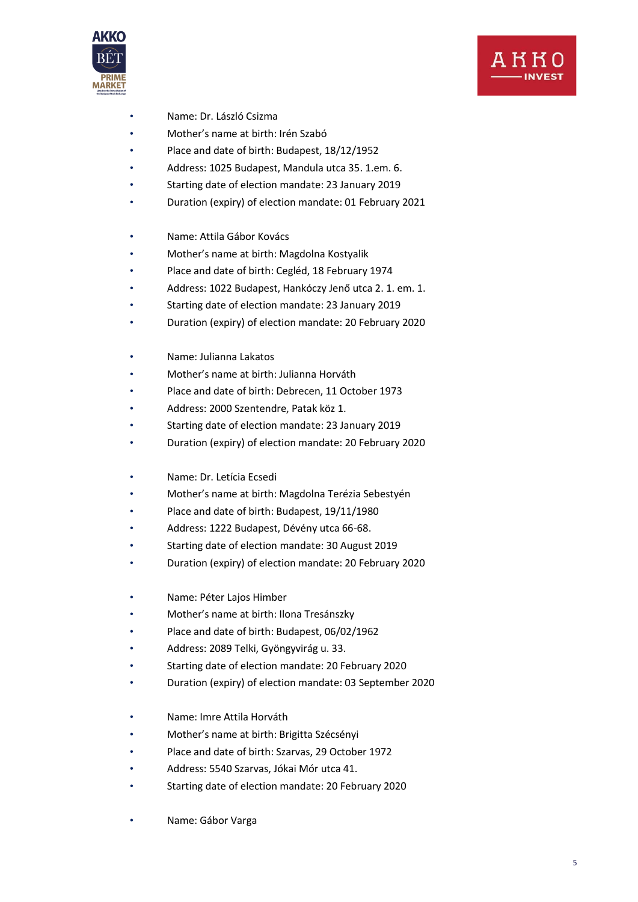- Name: Dr. László Csizma
- Mother's name at birth: Irén Szabó
- Place and date of birth: Budapest, 18/12/1952
- Address: 1025 Budapest, Mandula utca 35. 1.em. 6.
- Starting date of election mandate: 23 January 2019
- Duration (expiry) of election mandate: 01 February 2021

- Name: Attila Gábor Kovács
- Mother's name at birth: Magdolna Kostyalik
- Place and date of birth: Cegléd, 18 February 1974
- Address: 1022 Budapest, Hankóczy Jenő utca 2. 1. em. 1.
- Starting date of election mandate: 23 January 2019
- Duration (expiry) of election mandate: 20 February 2020

- Name: Julianna Lakatos
- Mother's name at birth: Julianna Horváth
- Place and date of birth: Debrecen, 11 October 1973
- Address: 2000 Szentendre, Patak köz 1.
- Starting date of election mandate: 23 January 2019
- Duration (expiry) of election mandate: 20 February 2020

- Name: Dr. Letícia Ecsedi
- Mother's name at birth: Magdolna Terézia Sebestyén
- Place and date of birth: Budapest, 19/11/1980
- Address: 1222 Budapest, Dévény utca 66-68.
- Starting date of election mandate: 30 August 2019
- Duration (expiry) of election mandate: 20 February 2020

- Name: Péter Lajos Himber
- Mother's name at birth: Ilona Tresánszky
- Place and date of birth: Budapest, 06/02/1962
- Address: 2089 Telki, Gyöngyvirág u. 33.
- Starting date of election mandate: 20 February 2020
- Duration (expiry) of election mandate: 03 September 2020

- Name: Imre Attila Horváth
- Mother's name at birth: Brigitta Szécsényi
- Place and date of birth: Szarvas, 29 October 1972
- Address: 5540 Szarvas, Jókai Mór utca 41.
- Starting date of election mandate: 20 February 2020

- Name: Gábor Varga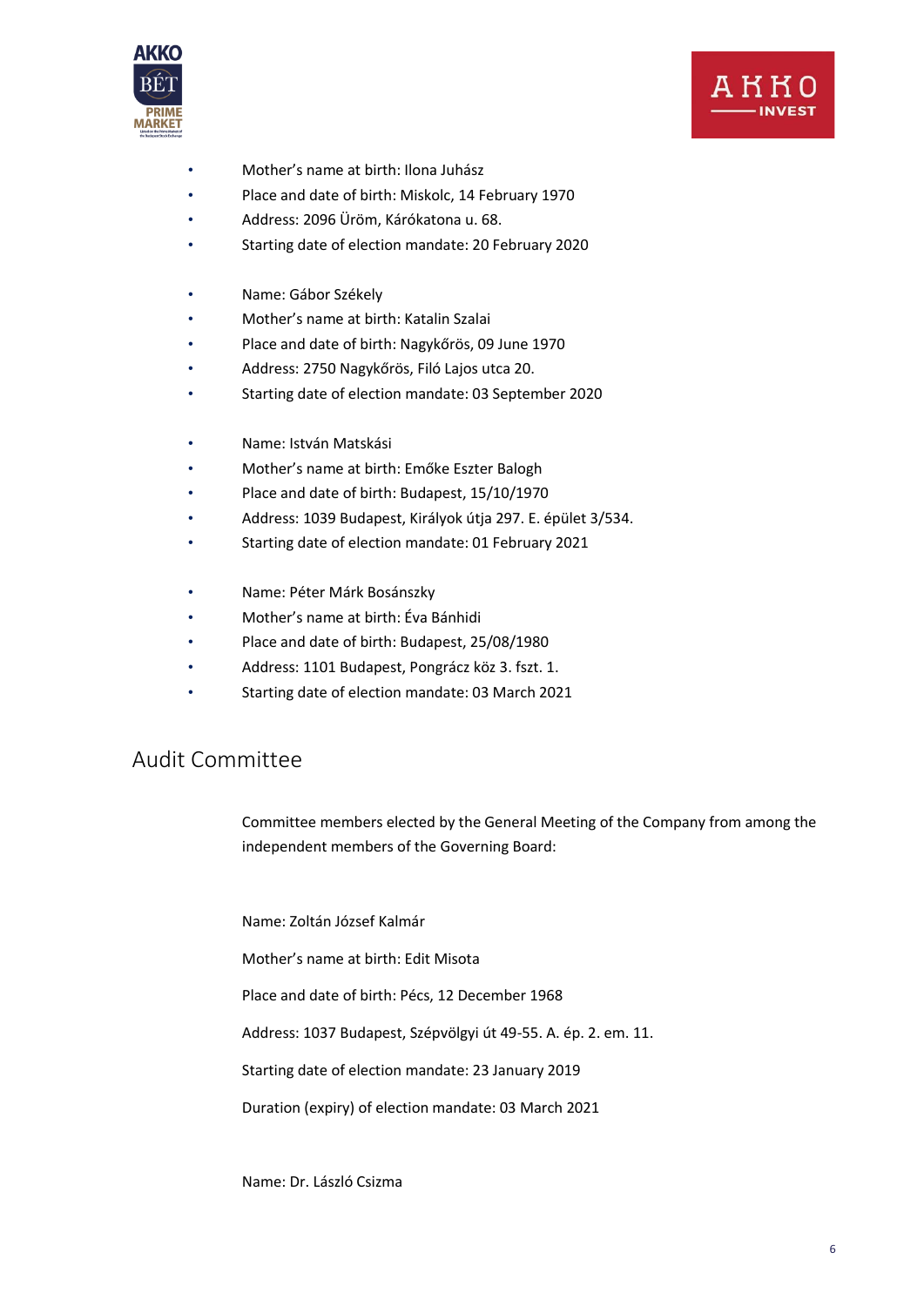- Mother's name at birth: Ilona Juhász
- Place and date of birth: Miskolc, 14 February 1970
- Address: 2096 Üröm, Kárókatona u. 68.
- Starting date of election mandate: 20 February 2020

- Name: Gábor Székely
- Mother's name at birth: Katalin Szalai
- Place and date of birth: Nagykőrös, 09 June 1970
- Address: 2750 Nagykőrös, Filó Lajos utca 20.
- Starting date of election mandate: 03 September 2020

- Name: István Matskási
- Mother's name at birth: Emőke Eszter Balogh
- Place and date of birth: Budapest, 15/10/1970
- Address: 1039 Budapest, Királyok útja 297. E. épület 3/534.
- Starting date of election mandate: 01 February 2021

- Name: Péter Márk Bosánszky
- Mother's name at birth: Éva Bánhidi
- Place and date of birth: Budapest, 25/08/1980
- Address: 1101 Budapest, Pongrácz köz 3. fszt. 1.
- Starting date of election mandate: 03 March 2021

## Audit Committee

Committee members elected by the General Meeting of the Company from among the independent members of the Governing Board:

Name: Zoltán József Kalmár

Mother's name at birth: Edit Misota

Place and date of birth: Pécs, 12 December 1968

Address: 1037 Budapest, Szépvölgyi út 49-55. A. ép. 2. em. 11.

Starting date of election mandate: 23 January 2019

Duration (expiry) of election mandate: 03 March 2021

Name: Dr. László Csizma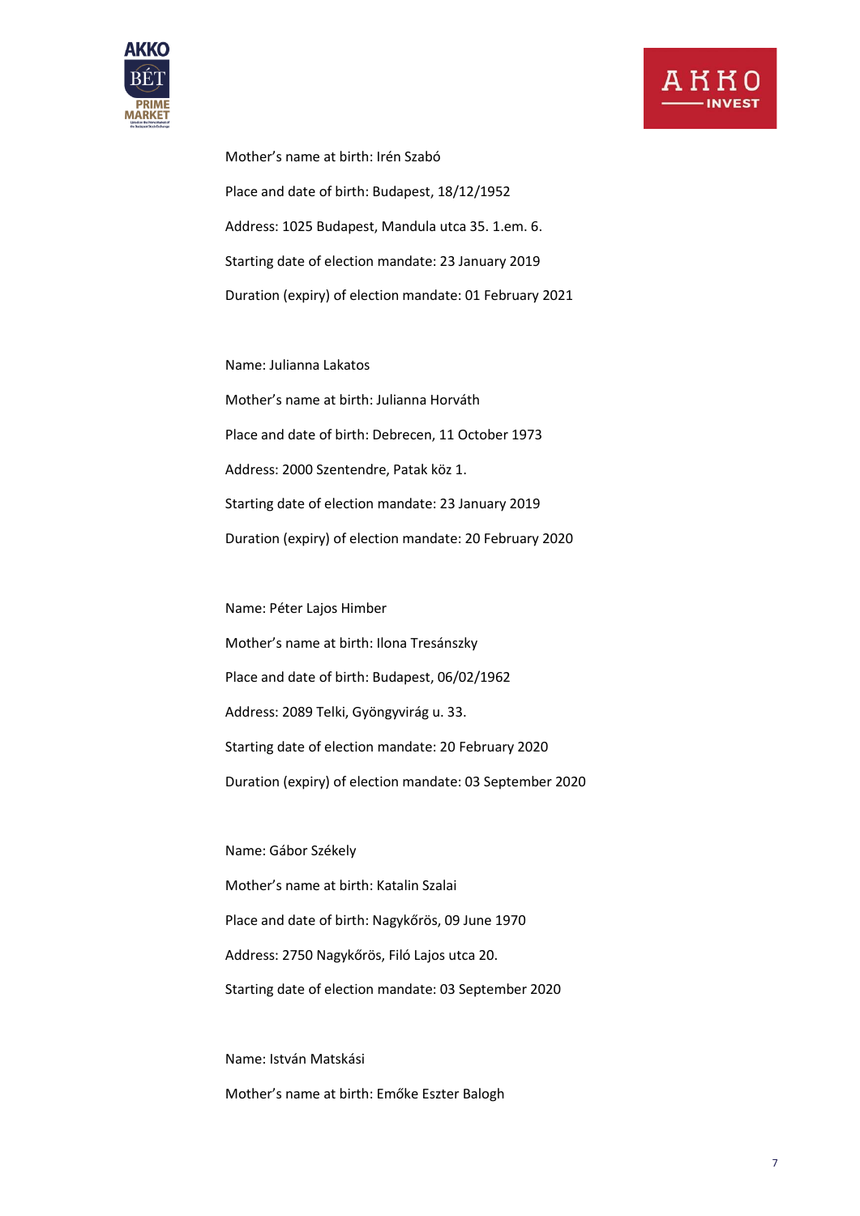Mother's name at birth: Irén Szabó

Place and date of birth: Budapest, 18/12/1952

Address: 1025 Budapest, Mandula utca 35. 1.em. 6.

Starting date of election mandate: 23 January 2019

Duration (expiry) of election mandate: 01 February 2021

Name: Julianna Lakatos

Mother's name at birth: Julianna Horváth

Place and date of birth: Debrecen, 11 October 1973

Address: 2000 Szentendre, Patak köz 1.

Starting date of election mandate: 23 January 2019

Duration (expiry) of election mandate: 20 February 2020

Name: Péter Lajos Himber

Mother's name at birth: Ilona Tresánszky

Place and date of birth: Budapest, 06/02/1962

Address: 2089 Telki, Gyöngyvirág u. 33.

Starting date of election mandate: 20 February 2020

Duration (expiry) of election mandate: 03 September 2020

Name: Gábor Székely

Mother's name at birth: Katalin Szalai

Place and date of birth: Nagykőrös, 09 June 1970

Address: 2750 Nagykőrös, Filó Lajos utca 20.

Starting date of election mandate: 03 September 2020

Name: István Matskási

Mother's name at birth: Emőke Eszter Balogh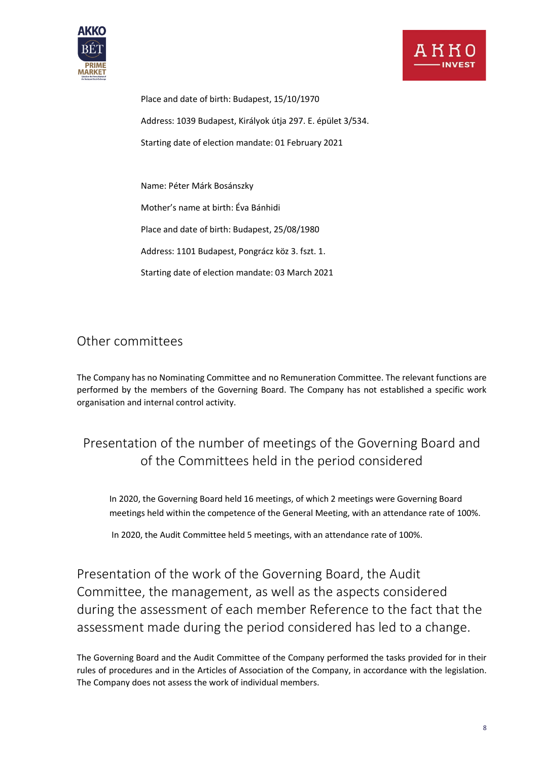Place and date of birth: Budapest, 15/10/1970

Address: 1039 Budapest, Királyok útja 297. E. épület 3/534.

Starting date of election mandate: 01 February 2021

Name: Péter Márk Bosánszky

Mother's name at birth: Éva Bánhidi

Place and date of birth: Budapest, 25/08/1980

Address: 1101 Budapest, Pongrácz köz 3. fszt. 1.

Starting date of election mandate: 03 March 2021

## Other committees

The Company has no Nominating Committee and no Remuneration Committee. The relevant functions are performed by the members of the Governing Board. The Company has not established a specific work organisation and internal control activity.

## Presentation of the number of meetings of the Governing Board and of the Committees held in the period considered

In 2020, the Governing Board held 16 meetings, of which 2 meetings were Governing Board meetings held within the competence of the General Meeting, with an attendance rate of 100%.

In 2020, the Audit Committee held 5 meetings, with an attendance rate of 100%.

## Presentation of the work of the Governing Board, the Audit Committee, the management, as well as the aspects considered during the assessment of each member Reference to the fact that the assessment made during the period considered has led to a change.

The Governing Board and the Audit Committee of the Company performed the tasks provided for in their rules of procedures and in the Articles of Association of the Company, in accordance with the legislation. The Company does not assess the work of individual members.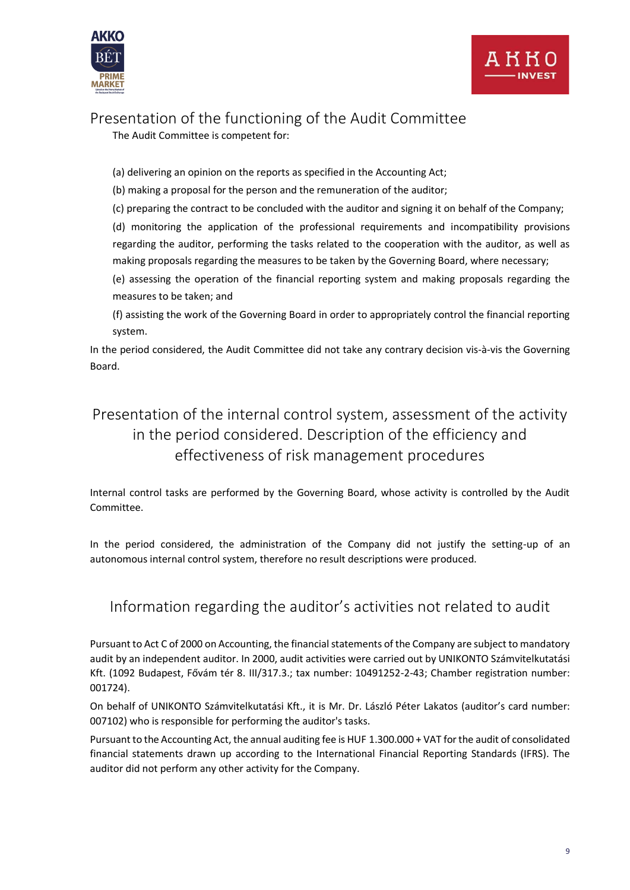## Presentation of the functioning of the Audit Committee

The Audit Committee is competent for:

(a) delivering an opinion on the reports as specified in the Accounting Act;

(b) making a proposal for the person and the remuneration of the auditor;

(c) preparing the contract to be concluded with the auditor and signing it on behalf of the Company;

(d) monitoring the application of the professional requirements and incompatibility provisions regarding the auditor, performing the tasks related to the cooperation with the auditor, as well as making proposals regarding the measures to be taken by the Governing Board, where necessary;

(e) assessing the operation of the financial reporting system and making proposals regarding the measures to be taken; and

(f) assisting the work of the Governing Board in order to appropriately control the financial reporting system.

In the period considered, the Audit Committee did not take any contrary decision vis-à-vis the Governing Board.

## Presentation of the internal control system, assessment of the activity in the period considered. Description of the efficiency and effectiveness of risk management procedures

Internal control tasks are performed by the Governing Board, whose activity is controlled by the Audit Committee.

In the period considered, the administration of the Company did not justify the setting-up of an autonomous internal control system, therefore no result descriptions were produced.

## Information regarding the auditor's activities not related to audit

Pursuant to Act C of 2000 on Accounting, the financial statements of the Company are subject to mandatory audit by an independent auditor. In 2000, audit activities were carried out by UNIKONTO Számvitelkutatási Kft. (1092 Budapest, Fővám tér 8. III/317.3.; tax number: 10491252-2-43; Chamber registration number: 001724).

On behalf of UNIKONTO Számvitelkutatási Kft., it is Mr. Dr. László Péter Lakatos (auditor's card number: 007102) who is responsible for performing the auditor's tasks.

Pursuant to the Accounting Act, the annual auditing fee is HUF 1.300.000 + VAT for the audit of consolidated financial statements drawn up according to the International Financial Reporting Standards (IFRS). The auditor did not perform any other activity for the Company.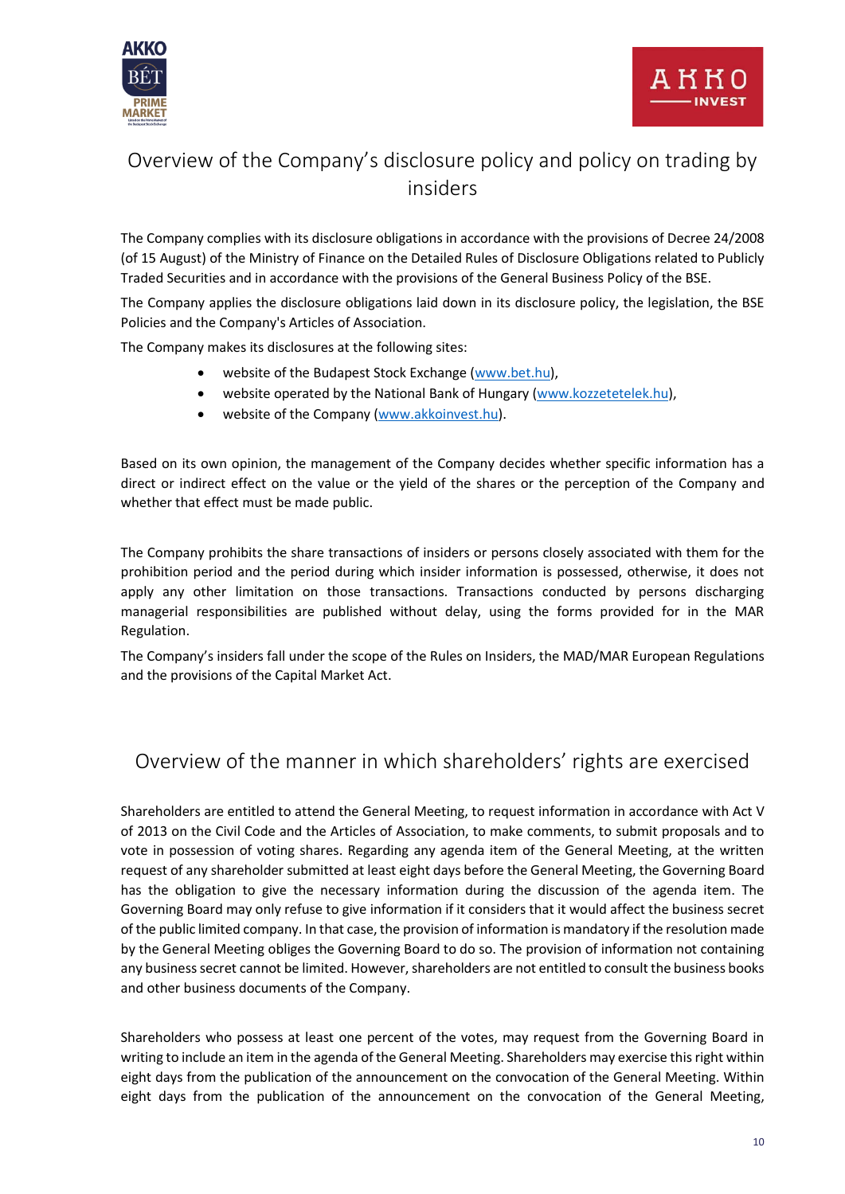## Overview of the Company's disclosure policy and policy on trading by insiders

The Company complies with its disclosure obligations in accordance with the provisions of Decree 24/2008 (of 15 August) of the Ministry of Finance on the Detailed Rules of Disclosure Obligations related to Publicly Traded Securities and in accordance with the provisions of the General Business Policy of the BSE.

The Company applies the disclosure obligations laid down in its disclosure policy, the legislation, the BSE Policies and the Company's Articles of Association.

The Company makes its disclosures at the following sites:

- website of the Budapest Stock Exchange (www.bet.hu),
- website operated by the National Bank of Hungary (www.kozzetetelek.hu),
- website of the Company (www.akkoinvest.hu).

Based on its own opinion, the management of the Company decides whether specific information has a direct or indirect effect on the value or the yield of the shares or the perception of the Company and whether that effect must be made public.

The Company prohibits the share transactions of insiders or persons closely associated with them for the prohibition period and the period during which insider information is possessed, otherwise, it does not apply any other limitation on those transactions. Transactions conducted by persons discharging managerial responsibilities are published without delay, using the forms provided for in the MAR Regulation.

The Company's insiders fall under the scope of the Rules on Insiders, the MAD/MAR European Regulations and the provisions of the Capital Market Act.

## Overview of the manner in which shareholders' rights are exercised

Shareholders are entitled to attend the General Meeting, to request information in accordance with Act V of 2013 on the Civil Code and the Articles of Association, to make comments, to submit proposals and to vote in possession of voting shares. Regarding any agenda item of the General Meeting, at the written request of any shareholder submitted at least eight days before the General Meeting, the Governing Board has the obligation to give the necessary information during the discussion of the agenda item. The Governing Board may only refuse to give information if it considers that it would affect the business secret of the public limited company. In that case, the provision of information is mandatory if the resolution made by the General Meeting obliges the Governing Board to do so. The provision of information not containing any business secret cannot be limited. However, shareholders are not entitled to consult the business books and other business documents of the Company.

Shareholders who possess at least one percent of the votes, may request from the Governing Board in writing to include an item in the agenda of the General Meeting. Shareholders may exercise this right within eight days from the publication of the announcement on the convocation of the General Meeting. Within eight days from the publication of the announcement on the convocation of the General Meeting,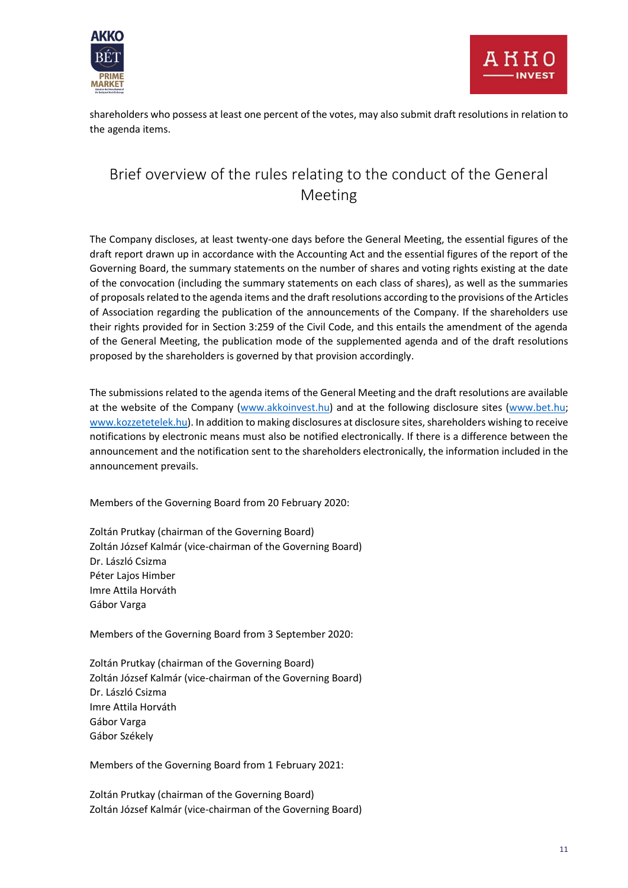shareholders who possess at least one percent of the votes, may also submit draft resolutions in relation to the agenda items.

## Brief overview of the rules relating to the conduct of the General Meeting

The Company discloses, at least twenty-one days before the General Meeting, the essential figures of the draft report drawn up in accordance with the Accounting Act and the essential figures of the report of the Governing Board, the summary statements on the number of shares and voting rights existing at the date of the convocation (including the summary statements on each class of shares), as well as the summaries of proposals related to the agenda items and the draft resolutions according to the provisions of the Articles of Association regarding the publication of the announcements of the Company. If the shareholders use their rights provided for in Section 3:259 of the Civil Code, and this entails the amendment of the agenda of the General Meeting, the publication mode of the supplemented agenda and of the draft resolutions proposed by the shareholders is governed by that provision accordingly.

The submissions related to the agenda items of the General Meeting and the draft resolutions are available at the website of the Company (www.akkoinvest.hu) and at the following disclosure sites (www.bet.hu; www.kozzetetelek.hu). In addition to making disclosures at disclosure sites, shareholders wishing to receive notifications by electronic means must also be notified electronically. If there is a difference between the announcement and the notification sent to the shareholders electronically, the information included in the announcement prevails.

Members of the Governing Board from 20 February 2020:

Zoltán Prutkay (chairman of the Governing Board)
Zoltán József Kalmár (vice-chairman of the Governing Board)
Dr. László Csizma
Péter Lajos Himber
Imre Attila Horváth
Gábor Varga

Members of the Governing Board from 3 September 2020:

Zoltán Prutkay (chairman of the Governing Board)
Zoltán József Kalmár (vice-chairman of the Governing Board)
Dr. László Csizma
Imre Attila Horváth
Gábor Varga
Gábor Székely

Members of the Governing Board from 1 February 2021:

Zoltán Prutkay (chairman of the Governing Board)
Zoltán József Kalmár (vice-chairman of the Governing Board)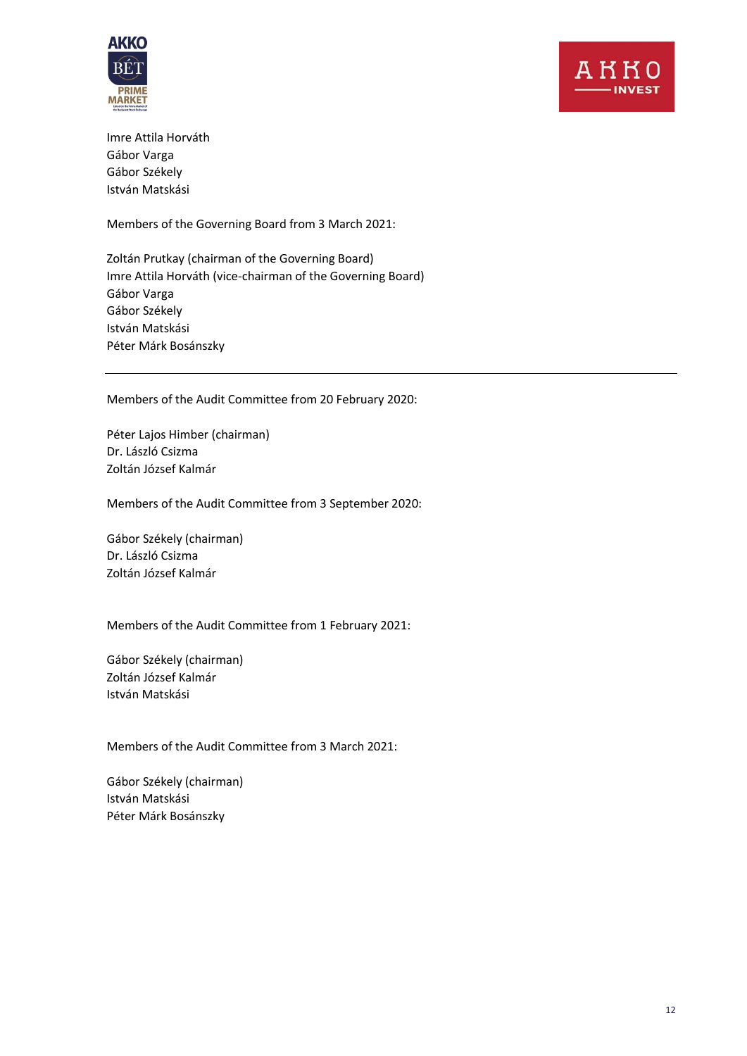Imre Attila Horváth
Gábor Varga
Gábor Székely
István Matskási

Members of the Governing Board from 3 March 2021:

Zoltán Prutkay (chairman of the Governing Board)
Imre Attila Horváth (vice-chairman of the Governing Board)
Gábor Varga
Gábor Székely
István Matskási
Péter Márk Bosánszky

---

Members of the Audit Committee from 20 February 2020:

Péter Lajos Himber (chairman)
Dr. László Csizma
Zoltán József Kalmár

Members of the Audit Committee from 3 September 2020:

Gábor Székely (chairman)
Dr. László Csizma
Zoltán József Kalmár

Members of the Audit Committee from 1 February 2021:

Gábor Székely (chairman)
Zoltán József Kalmár
István Matskási

Members of the Audit Committee from 3 March 2021:

Gábor Székely (chairman)
István Matskási
Péter Márk Bosánszky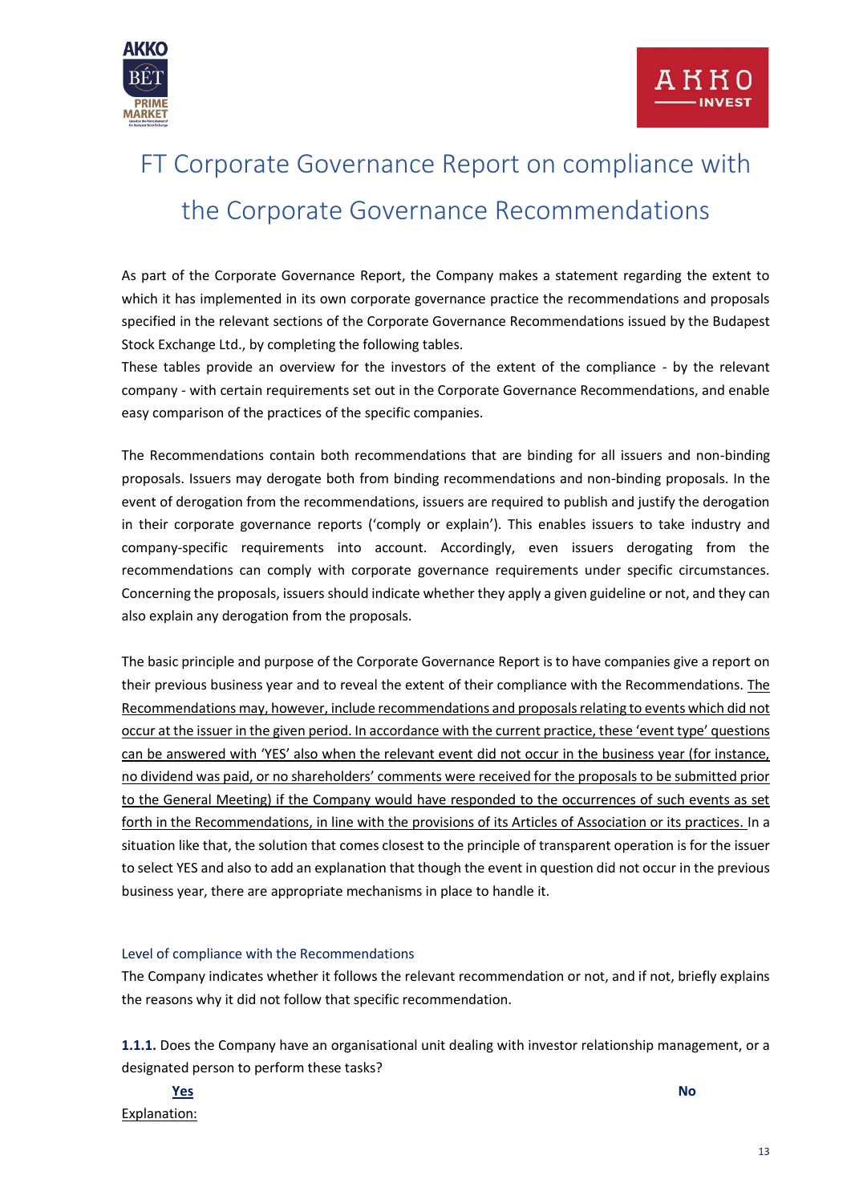# FT Corporate Governance Report on compliance with the Corporate Governance Recommendations

As part of the Corporate Governance Report, the Company makes a statement regarding the extent to which it has implemented in its own corporate governance practice the recommendations and proposals specified in the relevant sections of the Corporate Governance Recommendations issued by the Budapest Stock Exchange Ltd., by completing the following tables.

These tables provide an overview for the investors of the extent of the compliance - by the relevant company - with certain requirements set out in the Corporate Governance Recommendations, and enable easy comparison of the practices of the specific companies.

The Recommendations contain both recommendations that are binding for all issuers and non-binding proposals. Issuers may derogate both from binding recommendations and non-binding proposals. In the event of derogation from the recommendations, issuers are required to publish and justify the derogation in their corporate governance reports ('comply or explain'). This enables issuers to take industry and company-specific requirements into account. Accordingly, even issuers derogating from the recommendations can comply with corporate governance requirements under specific circumstances. Concerning the proposals, issuers should indicate whether they apply a given guideline or not, and they can also explain any derogation from the proposals.

The basic principle and purpose of the Corporate Governance Report is to have companies give a report on their previous business year and to reveal the extent of their compliance with the Recommendations. The Recommendations may, however, include recommendations and proposals relating to events which did not occur at the issuer in the given period. In accordance with the current practice, these 'event type' questions can be answered with 'YES' also when the relevant event did not occur in the business year (for instance, no dividend was paid, or no shareholders' comments were received for the proposals to be submitted prior to the General Meeting) if the Company would have responded to the occurrences of such events as set forth in the Recommendations, in line with the provisions of its Articles of Association or its practices. In a situation like that, the solution that comes closest to the principle of transparent operation is for the issuer to select YES and also to add an explanation that though the event in question did not occur in the previous business year, there are appropriate mechanisms in place to handle it.

## Level of compliance with the Recommendations

The Company indicates whether it follows the relevant recommendation or not, and if not, briefly explains the reasons why it did not follow that specific recommendation.

**1.1.1.** Does the Company have an organisational unit dealing with investor relationship management, or a designated person to perform these tasks?

**Yes** **No**

Explanation: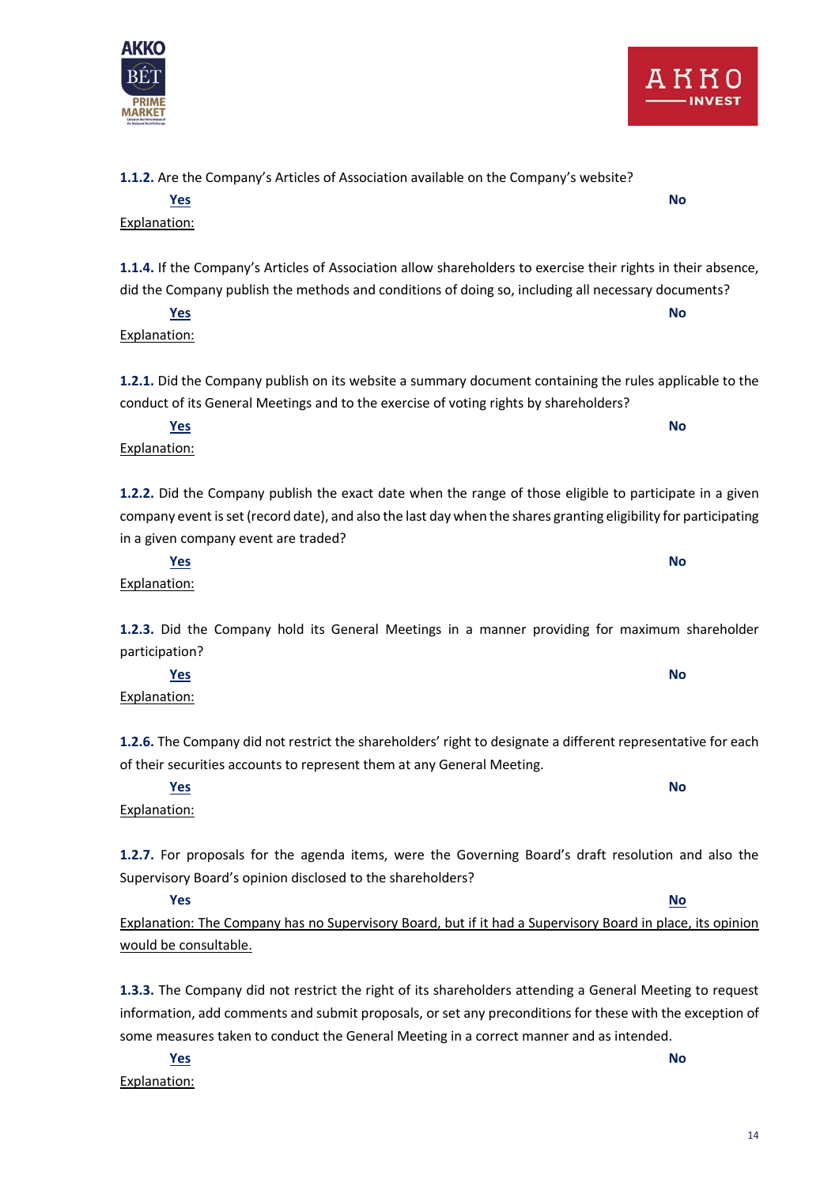**1.1.2.** Are the Company's Articles of Association available on the Company's website?

<u>**Yes**</u> **No**

<u>Explanation:</u>

**1.1.4.** If the Company's Articles of Association allow shareholders to exercise their rights in their absence, did the Company publish the methods and conditions of doing so, including all necessary documents?

<u>**Yes**</u> **No**

<u>Explanation:</u>

**1.2.1.** Did the Company publish on its website a summary document containing the rules applicable to the conduct of its General Meetings and to the exercise of voting rights by shareholders?

<u>**Yes**</u> **No**

<u>Explanation:</u>

**1.2.2.** Did the Company publish the exact date when the range of those eligible to participate in a given company event is set (record date), and also the last day when the shares granting eligibility for participating in a given company event are traded?

<u>**Yes**</u> **No**

<u>Explanation:</u>

**1.2.3.** Did the Company hold its General Meetings in a manner providing for maximum shareholder participation?

<u>**Yes**</u> **No**

<u>Explanation:</u>

**1.2.6.** The Company did not restrict the shareholders' right to designate a different representative for each of their securities accounts to represent them at any General Meeting.

<u>**Yes**</u> **No**

<u>Explanation:</u>

**1.2.7.** For proposals for the agenda items, were the Governing Board's draft resolution and also the Supervisory Board's opinion disclosed to the shareholders?

**Yes** <u>**No**</u>

<u>Explanation: The Company has no Supervisory Board, but if it had a Supervisory Board in place, its opinion would be consultable.</u>

**1.3.3.** The Company did not restrict the right of its shareholders attending a General Meeting to request information, add comments and submit proposals, or set any preconditions for these with the exception of some measures taken to conduct the General Meeting in a correct manner and as intended.

<u>**Yes**</u> **No**

<u>Explanation:</u>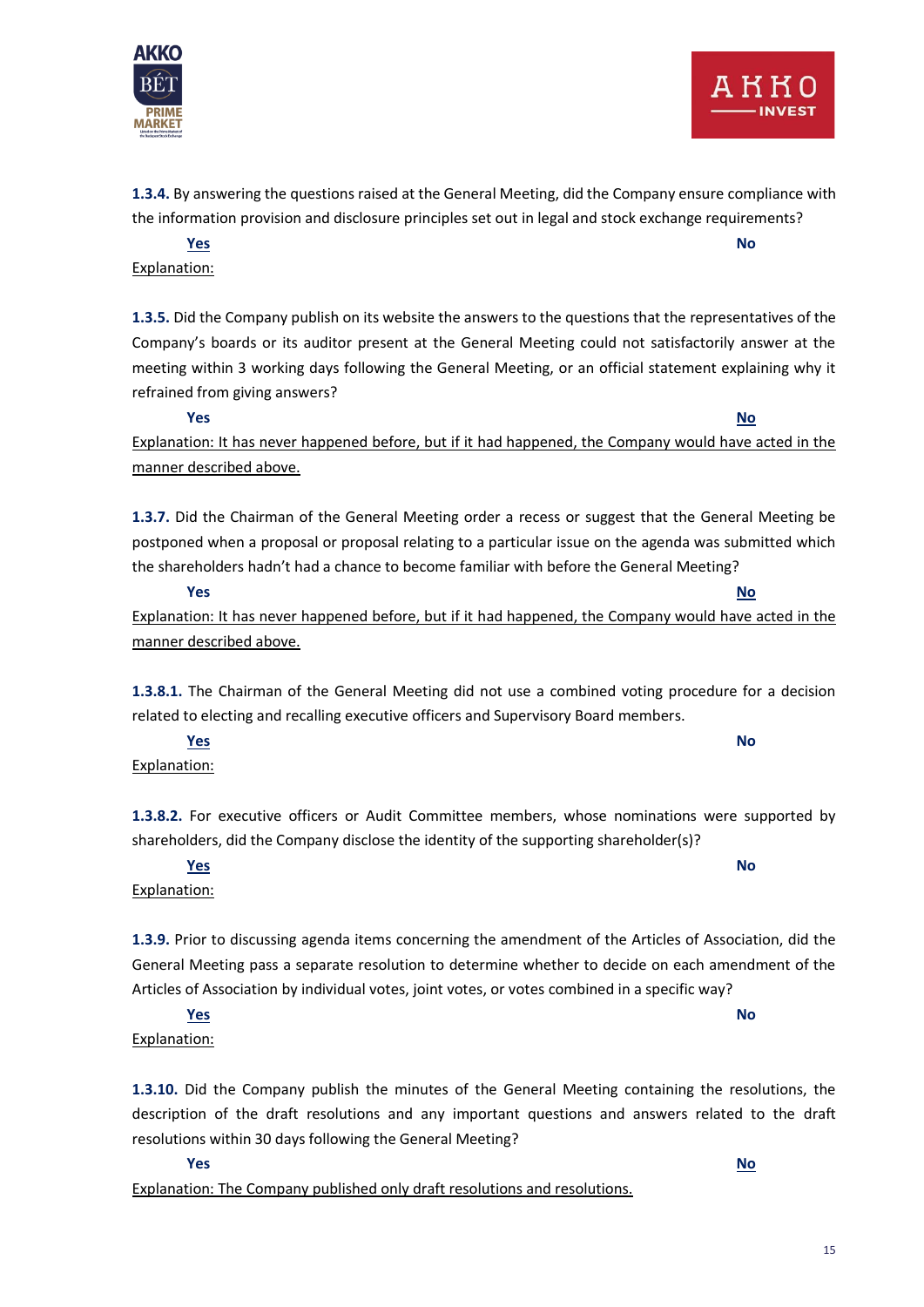**1.3.4.** By answering the questions raised at the General Meeting, did the Company ensure compliance with the information provision and disclosure principles set out in legal and stock exchange requirements?

**Yes** No

Explanation:

**1.3.5.** Did the Company publish on its website the answers to the questions that the representatives of the Company's boards or its auditor present at the General Meeting could not satisfactorily answer at the meeting within 3 working days following the General Meeting, or an official statement explaining why it refrained from giving answers?

Yes **No**

Explanation: It has never happened before, but if it had happened, the Company would have acted in the manner described above.

**1.3.7.** Did the Chairman of the General Meeting order a recess or suggest that the General Meeting be postponed when a proposal or proposal relating to a particular issue on the agenda was submitted which the shareholders hadn't had a chance to become familiar with before the General Meeting?

Yes **No**

Explanation: It has never happened before, but if it had happened, the Company would have acted in the manner described above.

**1.3.8.1.** The Chairman of the General Meeting did not use a combined voting procedure for a decision related to electing and recalling executive officers and Supervisory Board members.

**Yes** No

Explanation:

**1.3.8.2.** For executive officers or Audit Committee members, whose nominations were supported by shareholders, did the Company disclose the identity of the supporting shareholder(s)?

**Yes** No

Explanation:

**1.3.9.** Prior to discussing agenda items concerning the amendment of the Articles of Association, did the General Meeting pass a separate resolution to determine whether to decide on each amendment of the Articles of Association by individual votes, joint votes, or votes combined in a specific way?

**Yes** No

Explanation:

**1.3.10.** Did the Company publish the minutes of the General Meeting containing the resolutions, the description of the draft resolutions and any important questions and answers related to the draft resolutions within 30 days following the General Meeting?

Yes **No**

Explanation: The Company published only draft resolutions and resolutions.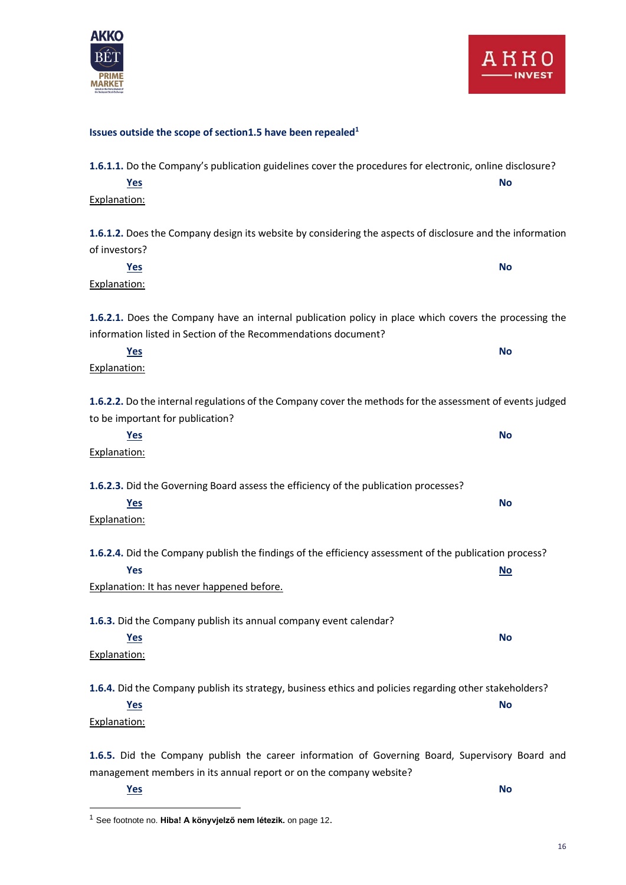**Issues outside the scope of section1.5 have been repealed**[1]

**1.6.1.1.** Do the Company's publication guidelines cover the procedures for electronic, online disclosure?

**Yes** **No**

Explanation:

**1.6.1.2.** Does the Company design its website by considering the aspects of disclosure and the information of investors?

**Yes** **No**

Explanation:

**1.6.2.1.** Does the Company have an internal publication policy in place which covers the processing the information listed in Section of the Recommendations document?

**Yes** **No**

Explanation:

**1.6.2.2.** Do the internal regulations of the Company cover the methods for the assessment of events judged to be important for publication?

**Yes** **No**

Explanation:

**1.6.2.3.** Did the Governing Board assess the efficiency of the publication processes?

**Yes** **No**

Explanation:

**1.6.2.4.** Did the Company publish the findings of the efficiency assessment of the publication process?

**Yes** **No**

Explanation: It has never happened before.

**1.6.3.** Did the Company publish its annual company event calendar?

**Yes** **No**

Explanation:

**1.6.4.** Did the Company publish its strategy, business ethics and policies regarding other stakeholders?

**Yes** **No**

Explanation:

**1.6.5.** Did the Company publish the career information of Governing Board, Supervisory Board and management members in its annual report or on the company website?

**Yes** **No**

---

[1] See footnote no. **Hiba! A könyvjelző nem létezik.** on page 12.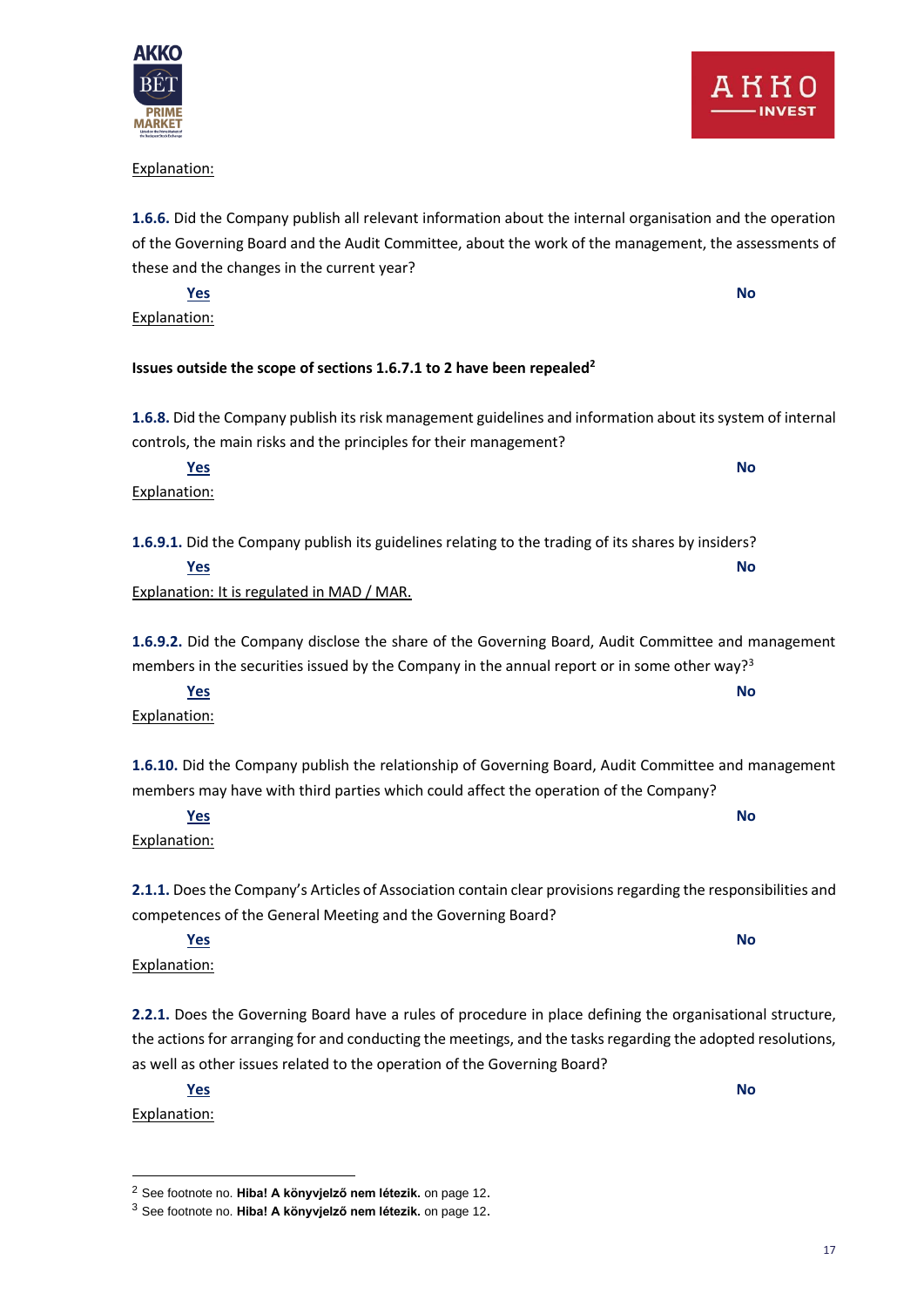Explanation:

**1.6.6.** Did the Company publish all relevant information about the internal organisation and the operation of the Governing Board and the Audit Committee, about the work of the management, the assessments of these and the changes in the current year?

Yes No

Explanation:

**Issues outside the scope of sections 1.6.7.1 to 2 have been repealed**[2]

**1.6.8.** Did the Company publish its risk management guidelines and information about its system of internal controls, the main risks and the principles for their management?

Yes No

Explanation:

**1.6.9.1.** Did the Company publish its guidelines relating to the trading of its shares by insiders?

Yes No

Explanation: It is regulated in MAD / MAR.

**1.6.9.2.** Did the Company disclose the share of the Governing Board, Audit Committee and management members in the securities issued by the Company in the annual report or in some other way?[3]

Yes No

Explanation:

**1.6.10.** Did the Company publish the relationship of Governing Board, Audit Committee and management members may have with third parties which could affect the operation of the Company?

Yes No

Explanation:

**2.1.1.** Does the Company's Articles of Association contain clear provisions regarding the responsibilities and competences of the General Meeting and the Governing Board?

Yes No

Explanation:

**2.2.1.** Does the Governing Board have a rules of procedure in place defining the organisational structure, the actions for arranging for and conducting the meetings, and the tasks regarding the adopted resolutions, as well as other issues related to the operation of the Governing Board?

Yes No

Explanation:

---

[2] See footnote no. **Hiba! A könyvjelző nem létezik.** on page 12.

[3] See footnote no. **Hiba! A könyvjelző nem létezik.** on page 12.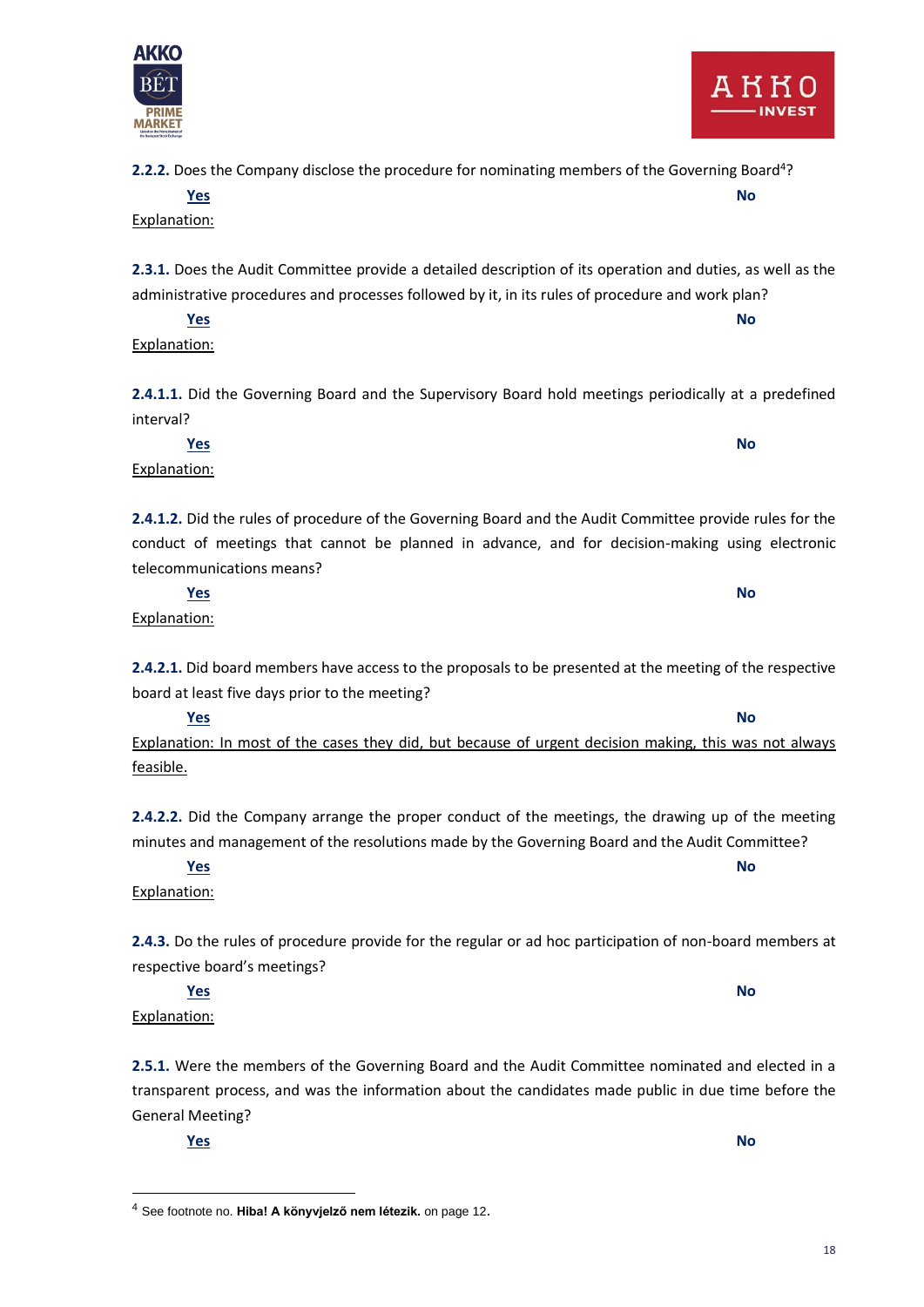**2.2.2.** Does the Company disclose the procedure for nominating members of the Governing Board[4]?

Yes No

Explanation:

**2.3.1.** Does the Audit Committee provide a detailed description of its operation and duties, as well as the administrative procedures and processes followed by it, in its rules of procedure and work plan?

Yes No

Explanation:

**2.4.1.1.** Did the Governing Board and the Supervisory Board hold meetings periodically at a predefined interval?

Yes No

Explanation:

**2.4.1.2.** Did the rules of procedure of the Governing Board and the Audit Committee provide rules for the conduct of meetings that cannot be planned in advance, and for decision-making using electronic telecommunications means?

Yes No

Explanation:

**2.4.2.1.** Did board members have access to the proposals to be presented at the meeting of the respective board at least five days prior to the meeting?

Yes No

Explanation: In most of the cases they did, but because of urgent decision making, this was not always feasible.

**2.4.2.2.** Did the Company arrange the proper conduct of the meetings, the drawing up of the meeting minutes and management of the resolutions made by the Governing Board and the Audit Committee?

Yes No

Explanation:

**2.4.3.** Do the rules of procedure provide for the regular or ad hoc participation of non-board members at respective board's meetings?

Yes No

Explanation:

**2.5.1.** Were the members of the Governing Board and the Audit Committee nominated and elected in a transparent process, and was the information about the candidates made public in due time before the General Meeting?

Yes No

---

[4] See footnote no. **Hiba! A könyvjelző nem létezik.** on page 12.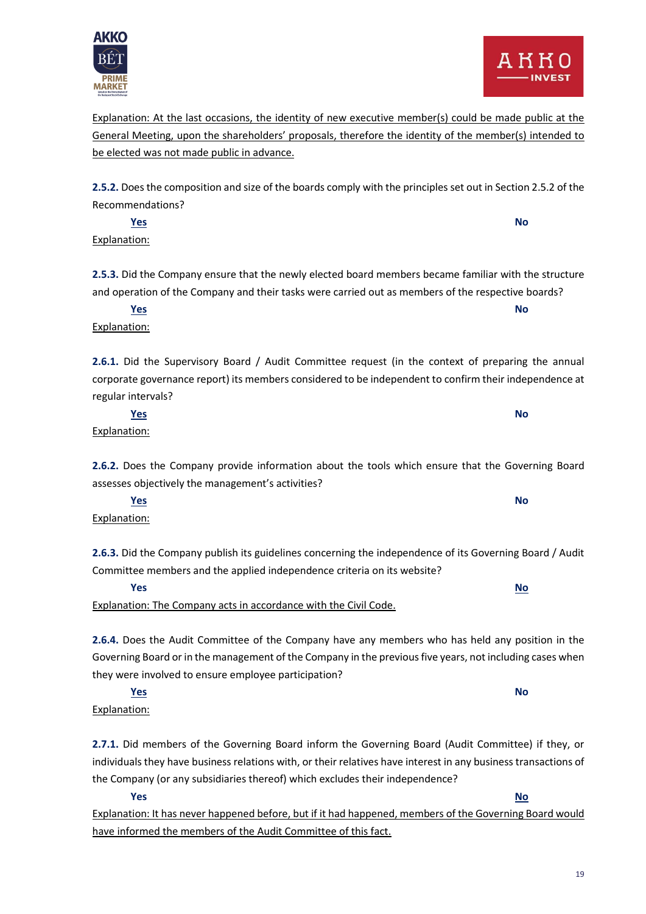Explanation: At the last occasions, the identity of new executive member(s) could be made public at the General Meeting, upon the shareholders' proposals, therefore the identity of the member(s) intended to be elected was not made public in advance.

**2.5.2.** Does the composition and size of the boards comply with the principles set out in Section 2.5.2 of the Recommendations?

**Yes** **No**

Explanation:

**2.5.3.** Did the Company ensure that the newly elected board members became familiar with the structure and operation of the Company and their tasks were carried out as members of the respective boards?

**Yes** **No**

Explanation:

**2.6.1.** Did the Supervisory Board / Audit Committee request (in the context of preparing the annual corporate governance report) its members considered to be independent to confirm their independence at regular intervals?

**Yes** **No**

Explanation:

**2.6.2.** Does the Company provide information about the tools which ensure that the Governing Board assesses objectively the management's activities?

**Yes** **No**

Explanation:

**2.6.3.** Did the Company publish its guidelines concerning the independence of its Governing Board / Audit Committee members and the applied independence criteria on its website?

**Yes** **No**

Explanation: The Company acts in accordance with the Civil Code.

**2.6.4.** Does the Audit Committee of the Company have any members who has held any position in the Governing Board or in the management of the Company in the previous five years, not including cases when they were involved to ensure employee participation?

**Yes** **No**

Explanation:

**2.7.1.** Did members of the Governing Board inform the Governing Board (Audit Committee) if they, or individuals they have business relations with, or their relatives have interest in any business transactions of the Company (or any subsidiaries thereof) which excludes their independence?

**Yes** **No**

Explanation: It has never happened before, but if it had happened, members of the Governing Board would have informed the members of the Audit Committee of this fact.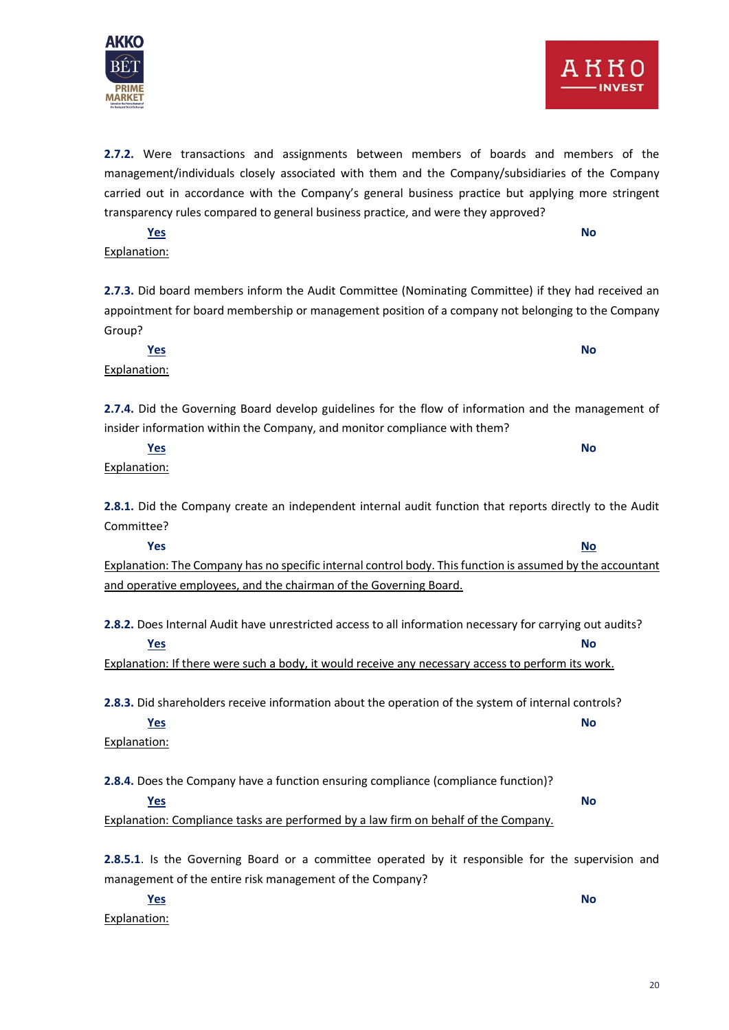**2.7.2.** Were transactions and assignments between members of boards and members of the management/individuals closely associated with them and the Company/subsidiaries of the Company carried out in accordance with the Company's general business practice but applying more stringent transparency rules compared to general business practice, and were they approved?

**Yes** **No**

Explanation:

**2.7.3.** Did board members inform the Audit Committee (Nominating Committee) if they had received an appointment for board membership or management position of a company not belonging to the Company Group?

**Yes** **No**

Explanation:

**2.7.4.** Did the Governing Board develop guidelines for the flow of information and the management of insider information within the Company, and monitor compliance with them?

**Yes** **No**

Explanation:

**2.8.1.** Did the Company create an independent internal audit function that reports directly to the Audit Committee?

**Yes** **No**

Explanation: The Company has no specific internal control body. This function is assumed by the accountant and operative employees, and the chairman of the Governing Board.

**2.8.2.** Does Internal Audit have unrestricted access to all information necessary for carrying out audits?

**Yes** **No**

Explanation: If there were such a body, it would receive any necessary access to perform its work.

**2.8.3.** Did shareholders receive information about the operation of the system of internal controls?

**Yes** **No**

Explanation:

**2.8.4.** Does the Company have a function ensuring compliance (compliance function)?

**Yes** **No**

Explanation: Compliance tasks are performed by a law firm on behalf of the Company.

**2.8.5.1**. Is the Governing Board or a committee operated by it responsible for the supervision and management of the entire risk management of the Company?

**Yes** **No**

Explanation: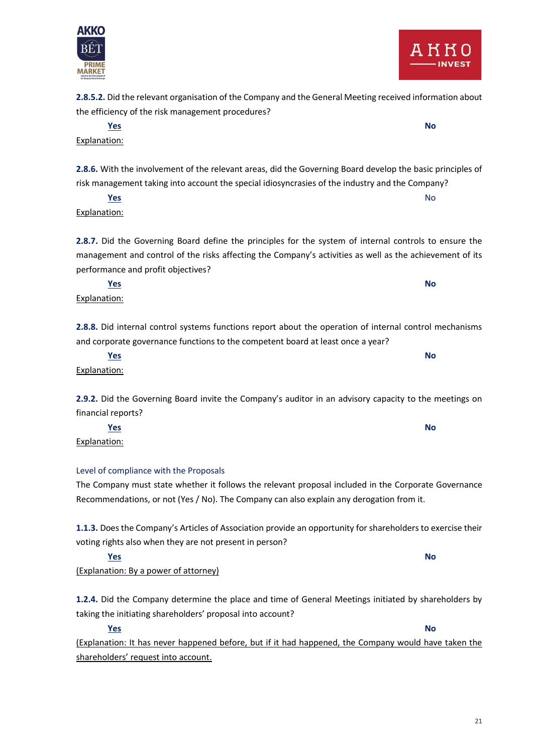**2.8.5.2.** Did the relevant organisation of the Company and the General Meeting received information about the efficiency of the risk management procedures?

**Yes** **No**

Explanation:

**2.8.6.** With the involvement of the relevant areas, did the Governing Board develop the basic principles of risk management taking into account the special idiosyncrasies of the industry and the Company?

**Yes** No

Explanation:

**2.8.7.** Did the Governing Board define the principles for the system of internal controls to ensure the management and control of the risks affecting the Company's activities as well as the achievement of its performance and profit objectives?

**Yes** **No**

Explanation:

**2.8.8.** Did internal control systems functions report about the operation of internal control mechanisms and corporate governance functions to the competent board at least once a year?

**Yes** **No**

Explanation:

**2.9.2.** Did the Governing Board invite the Company's auditor in an advisory capacity to the meetings on financial reports?

**Yes** **No**

Explanation:

## Level of compliance with the Proposals

The Company must state whether it follows the relevant proposal included in the Corporate Governance Recommendations, or not (Yes / No). The Company can also explain any derogation from it.

**1.1.3.** Does the Company's Articles of Association provide an opportunity for shareholders to exercise their voting rights also when they are not present in person?

**Yes** **No**

(Explanation: By a power of attorney)

**1.2.4.** Did the Company determine the place and time of General Meetings initiated by shareholders by taking the initiating shareholders' proposal into account?

**Yes** **No**

(Explanation: It has never happened before, but if it had happened, the Company would have taken the shareholders' request into account.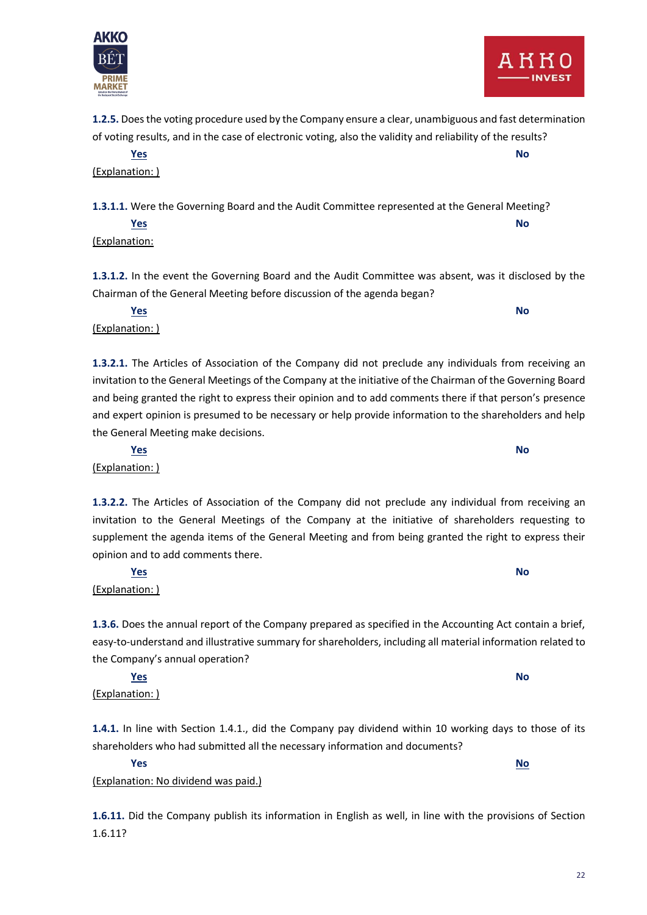**1.2.5.** Does the voting procedure used by the Company ensure a clear, unambiguous and fast determination of voting results, and in the case of electronic voting, also the validity and reliability of the results?

**Yes** **No**

(Explanation: )

**1.3.1.1.** Were the Governing Board and the Audit Committee represented at the General Meeting?

**Yes** **No**

(Explanation:

**1.3.1.2.** In the event the Governing Board and the Audit Committee was absent, was it disclosed by the Chairman of the General Meeting before discussion of the agenda began?

**Yes** **No**

(Explanation: )

**1.3.2.1.** The Articles of Association of the Company did not preclude any individuals from receiving an invitation to the General Meetings of the Company at the initiative of the Chairman of the Governing Board and being granted the right to express their opinion and to add comments there if that person's presence and expert opinion is presumed to be necessary or help provide information to the shareholders and help the General Meeting make decisions.

**Yes** **No**

(Explanation: )

**1.3.2.2.** The Articles of Association of the Company did not preclude any individual from receiving an invitation to the General Meetings of the Company at the initiative of shareholders requesting to supplement the agenda items of the General Meeting and from being granted the right to express their opinion and to add comments there.

**Yes** **No**

(Explanation: )

**1.3.6.** Does the annual report of the Company prepared as specified in the Accounting Act contain a brief, easy-to-understand and illustrative summary for shareholders, including all material information related to the Company's annual operation?

**Yes** **No**

(Explanation: )

**1.4.1.** In line with Section 1.4.1., did the Company pay dividend within 10 working days to those of its shareholders who had submitted all the necessary information and documents?

**Yes** **No**

(Explanation: No dividend was paid.)

**1.6.11.** Did the Company publish its information in English as well, in line with the provisions of Section 1.6.11?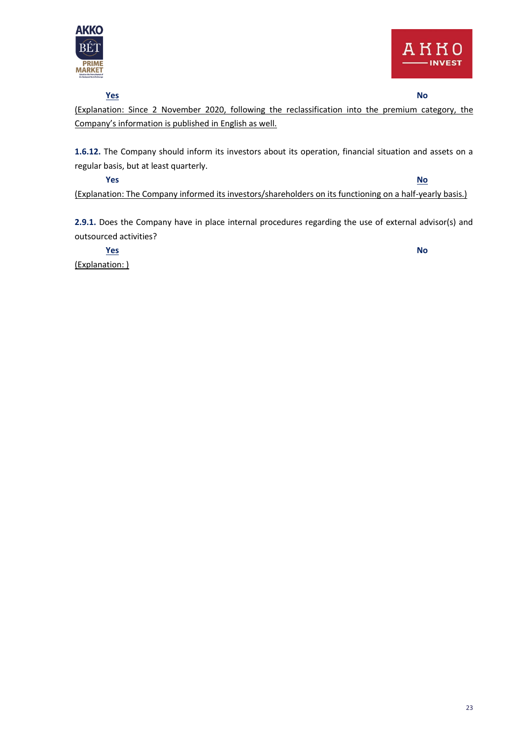**Yes** **No**

(Explanation: Since 2 November 2020, following the reclassification into the premium category, the Company's information is published in English as well.

**1.6.12.** The Company should inform its investors about its operation, financial situation and assets on a regular basis, but at least quarterly.

**Yes** **No**

(Explanation: The Company informed its investors/shareholders on its functioning on a half-yearly basis.)

**2.9.1.** Does the Company have in place internal procedures regarding the use of external advisor(s) and outsourced activities?

**Yes** **No**

(Explanation: )